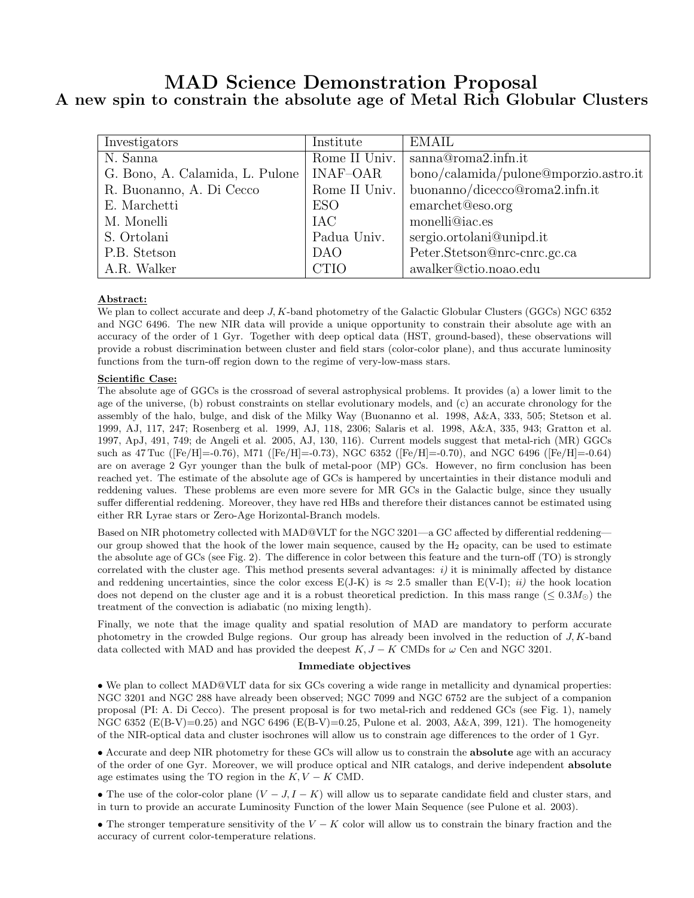# MAD Science Demonstration Proposal

## A new spin to constrain the absolute age of Metal Rich Globular Clusters

| Investigators | Institute | EMAIL |
|---|---|---|
| N. Sanna | Rome II Univ. | sanna@roma2.infn.it |
| G. Bono, A. Calamida, L. Pulone | INAF–OAR | bono/calamida/pulone@mporzio.astro.it |
| R. Buonanno, A. Di Cecco | Rome II Univ. | buonanno/dicecco@roma2.infn.it |
| E. Marchetti | ESO | emarchet@eso.org |
| M. Monelli | IAC | monelli@iac.es |
| S. Ortolani | Padua Univ. | sergio.ortolani@unipd.it |
| P.B. Stetson | DAO | Peter.Stetson@nrc-cnrc.gc.ca |
| A.R. Walker | CTIO | awalker@ctio.noao.edu |

**Abstract:**

We plan to collect accurate and deep $J, K$-band photometry of the Galactic Globular Clusters (GGCs) NGC 6352 and NGC 6496. The new NIR data will provide a unique opportunity to constrain their absolute age with an accuracy of the order of 1 Gyr. Together with deep optical data (HST, ground-based), these observations will provide a robust discrimination between cluster and field stars (color-color plane), and thus accurate luminosity functions from the turn-off region down to the regime of very-low-mass stars.

**Scientific Case:**

The absolute age of GGCs is the crossroad of several astrophysical problems. It provides (a) a lower limit to the age of the universe, (b) robust constraints on stellar evolutionary models, and (c) an accurate chronology for the assembly of the halo, bulge, and disk of the Milky Way (Buonanno et al. 1998, A&A, 333, 505; Stetson et al. 1999, AJ, 117, 247; Rosenberg et al. 1999, AJ, 118, 2306; Salaris et al. 1998, A&A, 335, 943; Gratton et al. 1997, ApJ, 491, 749; de Angeli et al. 2005, AJ, 130, 116). Current models suggest that metal-rich (MR) GGCs such as 47 Tuc ([Fe/H]=-0.76), M71 ([Fe/H]=-0.73), NGC 6352 ([Fe/H]=-0.70), and NGC 6496 ([Fe/H]=-0.64) are on average 2 Gyr younger than the bulk of metal-poor (MP) GCs. However, no firm conclusion has been reached yet. The estimate of the absolute age of GCs is hampered by uncertainties in their distance moduli and reddening values. These problems are even more severe for MR GCs in the Galactic bulge, since they usually suffer differential reddening. Moreover, they have red HBs and therefore their distances cannot be estimated using either RR Lyrae stars or Zero-Age Horizontal-Branch models.

Based on NIR photometry collected with MAD@VLT for the NGC 3201—a GC affected by differential reddening—our group showed that the hook of the lower main sequence, caused by the $H_2$ opacity, can be used to estimate the absolute age of GCs (see Fig. 2). The difference in color between this feature and the turn-off (TO) is strongly correlated with the cluster age. This method presents several advantages: *i)* it is minimally affected by distance and reddening uncertainties, since the color excess E(J-K) is ≈ 2.5 smaller than E(V-I); *ii)* the hook location does not depend on the cluster age and it is a robust theoretical prediction. In this mass range ($\lesssim 0.3 M_{\odot}$) the treatment of the convection is adiabatic (no mixing length).

Finally, we note that the image quality and spatial resolution of MAD are mandatory to perform accurate photometry in the crowded Bulge regions. Our group has already been involved in the reduction of $J, K$-band data collected with MAD and has provided the deepest $K, J - K$ CMDs for $\omega$ Cen and NGC 3201.

**Immediate objectives**

- We plan to collect MAD@VLT data for six GCs covering a wide range in metallicity and dynamical properties: NGC 3201 and NGC 288 have already been observed; NGC 7099 and NGC 6752 are the subject of a companion proposal (PI: A. Di Cecco). The present proposal is for two metal-rich and reddened GCs (see Fig. 1), namely NGC 6352 (E(B-V)=0.25) and NGC 6496 (E(B-V)=0.25, Pulone et al. 2003, A&A, 399, 121). The homogeneity of the NIR-optical data and cluster isochrones will allow us to constrain age differences to the order of 1 Gyr.
- Accurate and deep NIR photometry for these GCs will allow us to constrain the **absolute** age with an accuracy of the order of one Gyr. Moreover, we will produce optical and NIR catalogs, and derive independent **absolute** age estimates using the TO region in the $K, V - K$ CMD.
- The use of the color-color plane ($V - J, I - K$) will allow us to separate candidate field and cluster stars, and in turn to provide an accurate Luminosity Function of the lower Main Sequence (see Pulone et al. 2003).
- The stronger temperature sensitivity of the $V - K$ color will allow us to constrain the binary fraction and the accuracy of current color-temperature relations.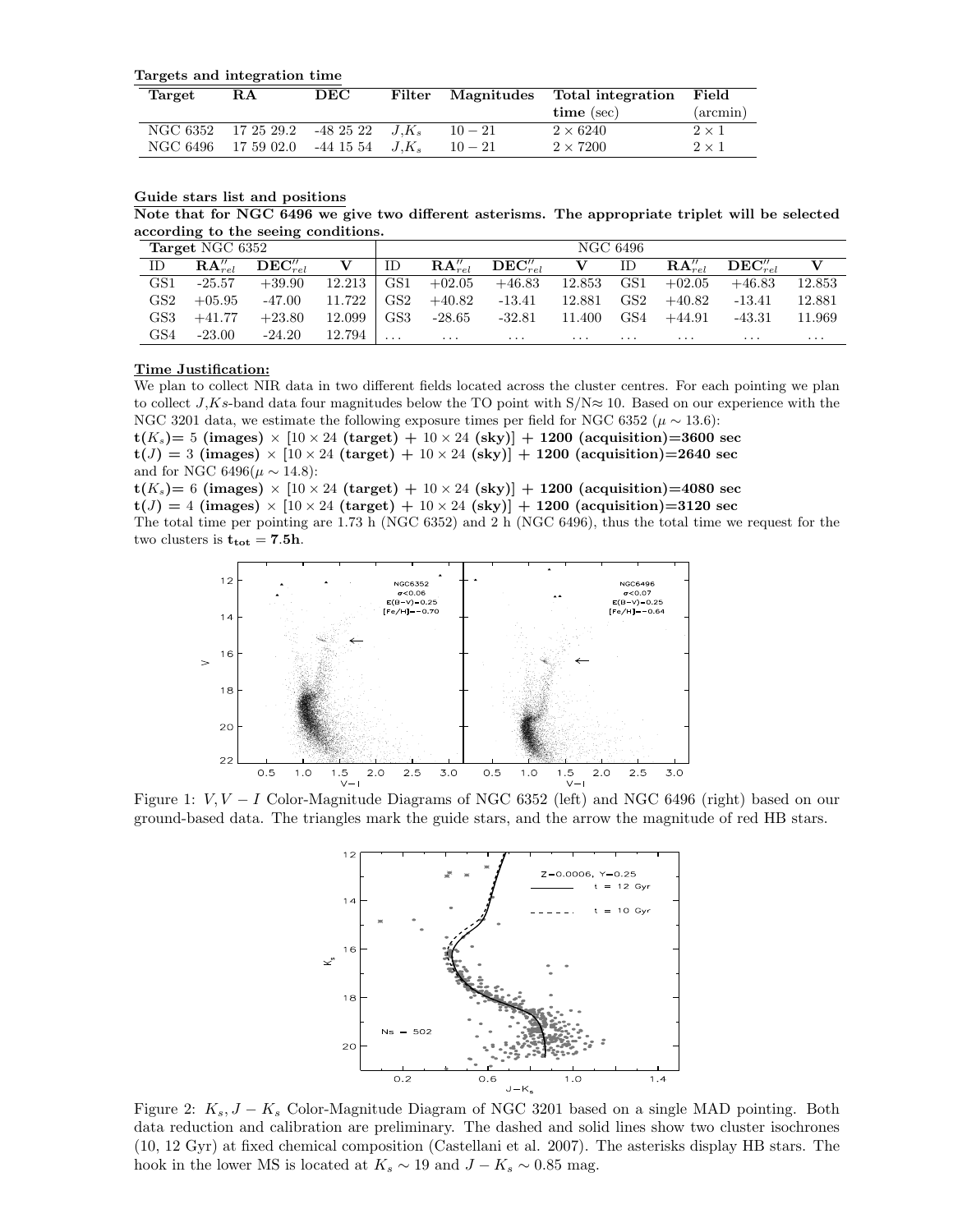**Targets and integration time**

| Target | RA | DEC | Filter | Magnitudes | Total integration **time** (sec) | Field (arcmin) |
|---|---|---|---|---|---|---|
| NGC 6352 | 17 25 29.2 | -48 25 22 | $J$,$K_s$ | $10-21$ | $2\times6240$ | $2\times1$ |
| NGC 6496 | 17 59 02.0 | -44 15 54 | $J$,$K_s$ | $10-21$ | $2\times7200$ | $2\times1$ |

**Guide stars list and positions**

**Note that for NGC 6496 we give two different asterisms. The appropriate triplet will be selected according to the seeing conditions.**

| **Target** NGC 6352 | | | | NGC 6496 | | | | | | | |
|---|---|---|---|---|---|---|---|---|---|---|---|
| ID | $\mathbf{RA}''_{rel}$ | $\mathbf{DEC}''_{rel}$ | **V** | ID | $\mathbf{RA}''_{rel}$ | $\mathbf{DEC}''_{rel}$ | **V** | ID | $\mathbf{RA}''_{rel}$ | $\mathbf{DEC}''_{rel}$ | **V** |
| GS1 | -25.57 | +39.90 | 12.213 | GS1 | +02.05 | +46.83 | 12.853 | GS1 | +02.05 | +46.83 | 12.853 |
| GS2 | +05.95 | -47.00 | 11.722 | GS2 | +40.82 | -13.41 | 12.881 | GS2 | +40.82 | -13.41 | 12.881 |
| GS3 | +41.77 | +23.80 | 12.099 | GS3 | -28.65 | -32.81 | 11.400 | GS4 | +44.91 | -43.31 | 11.969 |
| GS4 | -23.00 | -24.20 | 12.794 | ... | ... | ... | ... | ... | ... | ... | ... |

**Time Justification:**

We plan to collect NIR data in two different fields located across the cluster centres. For each pointing we plan to collect $J$,$Ks$-band data four magnitudes below the TO point with S/N≈ 10. Based on our experience with the NGC 3201 data, we estimate the following exposure times per field for NGC 6352 ($\mu\sim13.6$):

**t($K_s$)=** 5 **(images)** $\times$ **[**$10\times24$ **(target) +** $10\times24$ **(sky)] + 1200 (acquisition)=3600 sec**

**t($J$) =** 3 **(images)** $\times$ **[**$10\times24$ **(target) +** $10\times24$ **(sky)] + 1200 (acquisition)=2640 sec**

and for NGC 6496($\mu\sim14.8$):

**t($K_s$)=** 6 **(images)** $\times$ **[**$10\times24$ **(target) +** $10\times24$ **(sky)] + 1200 (acquisition)=4080 sec**

**t($J$) =** 4 **(images)** $\times$ **[**$10\times24$ **(target) +** $10\times24$ **(sky)] + 1200 (acquisition)=3120 sec**

The total time per pointing are 1.73 h (NGC 6352) and 2 h (NGC 6496), thus the total time we request for the two clusters is $\mathbf{t_{tot}=7.5h}$.

NGC6352
σ<0.06
E(B−V)=0.25
[Fe/H]=−0.70

NGC6496
σ<0.07
E(B−V)=0.25
[Fe/H]=−0.64

V
V−I

Figure 1: $V,V-I$ Color-Magnitude Diagrams of NGC 6352 (left) and NGC 6496 (right) based on our ground-based data. The triangles mark the guide stars, and the arrow the magnitude of red HB stars.

Z=0.0006, Y=0.25
t = 12 Gyr
t = 10 Gyr
Ns = 502
$K_s$
$J-K_s$

Figure 2: $K_s,J-K_s$ Color-Magnitude Diagram of NGC 3201 based on a single MAD pointing. Both data reduction and calibration are preliminary. The dashed and solid lines show two cluster isochrones (10, 12 Gyr) at fixed chemical composition (Castellani et al. 2007). The asterisks display HB stars. The hook in the lower MS is located at $K_s\sim19$ and $J-K_s\sim0.85$ mag.